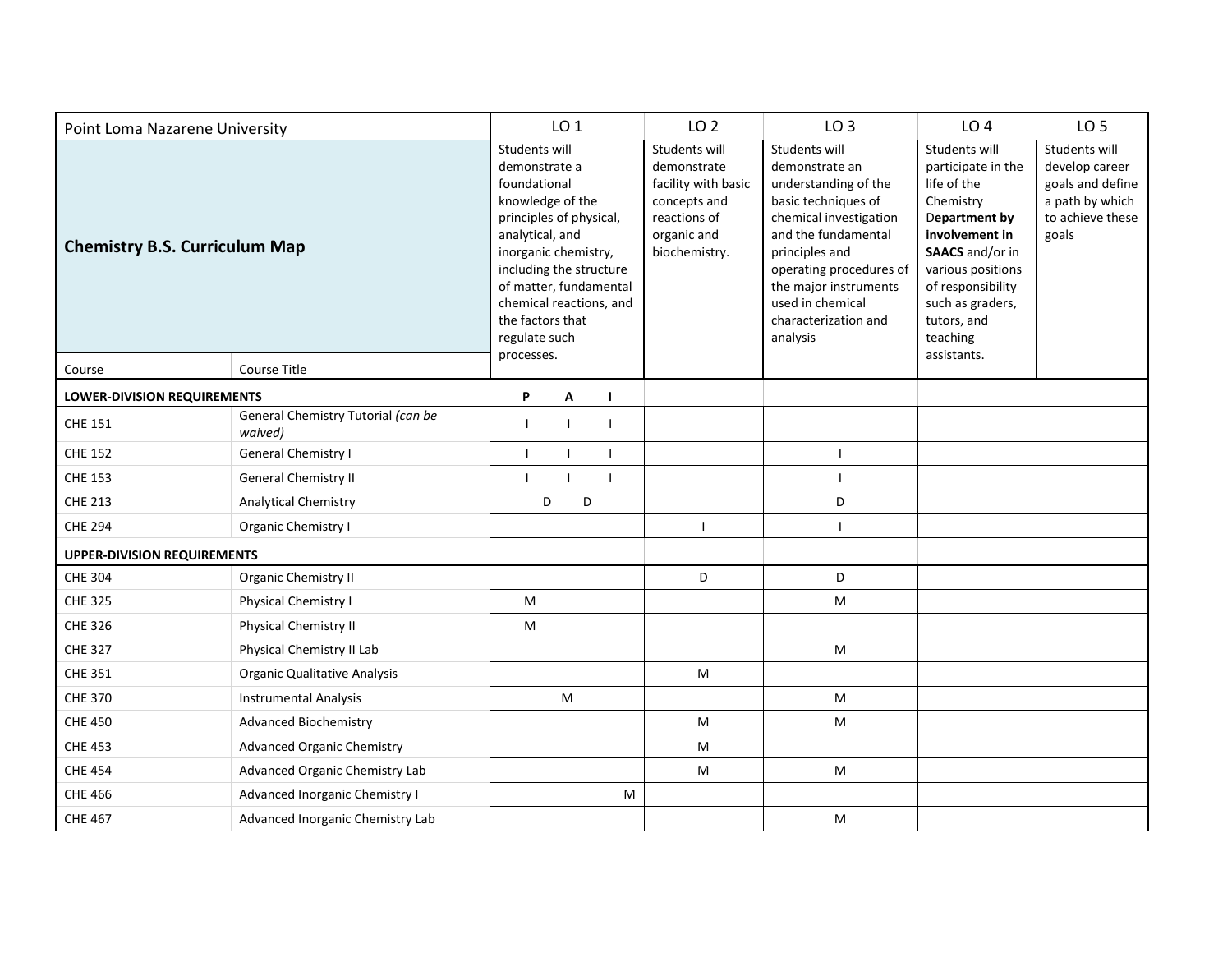| Point Loma Nazarene University | | LO 1 | | | LO 2 | LO 3 | LO 4 | LO 5 |
|---|---|---|---|---|---|---|---|---|
| **Chemistry B.S. Curriculum Map** | | Students will demonstrate a foundational knowledge of the principles of physical, analytical, and inorganic chemistry, including the structure of matter, fundamental chemical reactions, and the factors that regulate such processes. | | | Students will demonstrate facility with basic concepts and reactions of organic and biochemistry. | Students will demonstrate an understanding of the basic techniques of chemical investigation and the fundamental principles and operating procedures of the major instruments used in chemical characterization and analysis | Students will participate in the life of the Chemistry **Department by involvement in SAACS** and/or in various positions of responsibility such as graders, tutors, and teaching assistants. | Students will develop career goals and define a path by which to achieve these goals |
| Course | Course Title | | | | | | | |
| **LOWER-DIVISION REQUIREMENTS** | | **P** | **A** | **I** | | | | |
| CHE 151 | General Chemistry Tutorial *(can be waived)* | I | I | I | | | | |
| CHE 152 | General Chemistry I | I | I | I | | I | | |
| CHE 153 | General Chemistry II | I | I | I | | I | | |
| CHE 213 | Analytical Chemistry | D | D | | | D | | |
| CHE 294 | Organic Chemistry I | | | | I | I | | |
| **UPPER-DIVISION REQUIREMENTS** | | | | | | | | |
| CHE 304 | Organic Chemistry II | | | | D | D | | |
| CHE 325 | Physical Chemistry I | M | | | | M | | |
| CHE 326 | Physical Chemistry II | M | | | | | | |
| CHE 327 | Physical Chemistry II Lab | | | | | M | | |
| CHE 351 | Organic Qualitative Analysis | | | | M | | | |
| CHE 370 | Instrumental Analysis | | M | | | M | | |
| CHE 450 | Advanced Biochemistry | | | | M | M | | |
| CHE 453 | Advanced Organic Chemistry | | | | M | | | |
| CHE 454 | Advanced Organic Chemistry Lab | | | | M | M | | |
| CHE 466 | Advanced Inorganic Chemistry I | | | M | | | | |
| CHE 467 | Advanced Inorganic Chemistry Lab | | | | | M | | |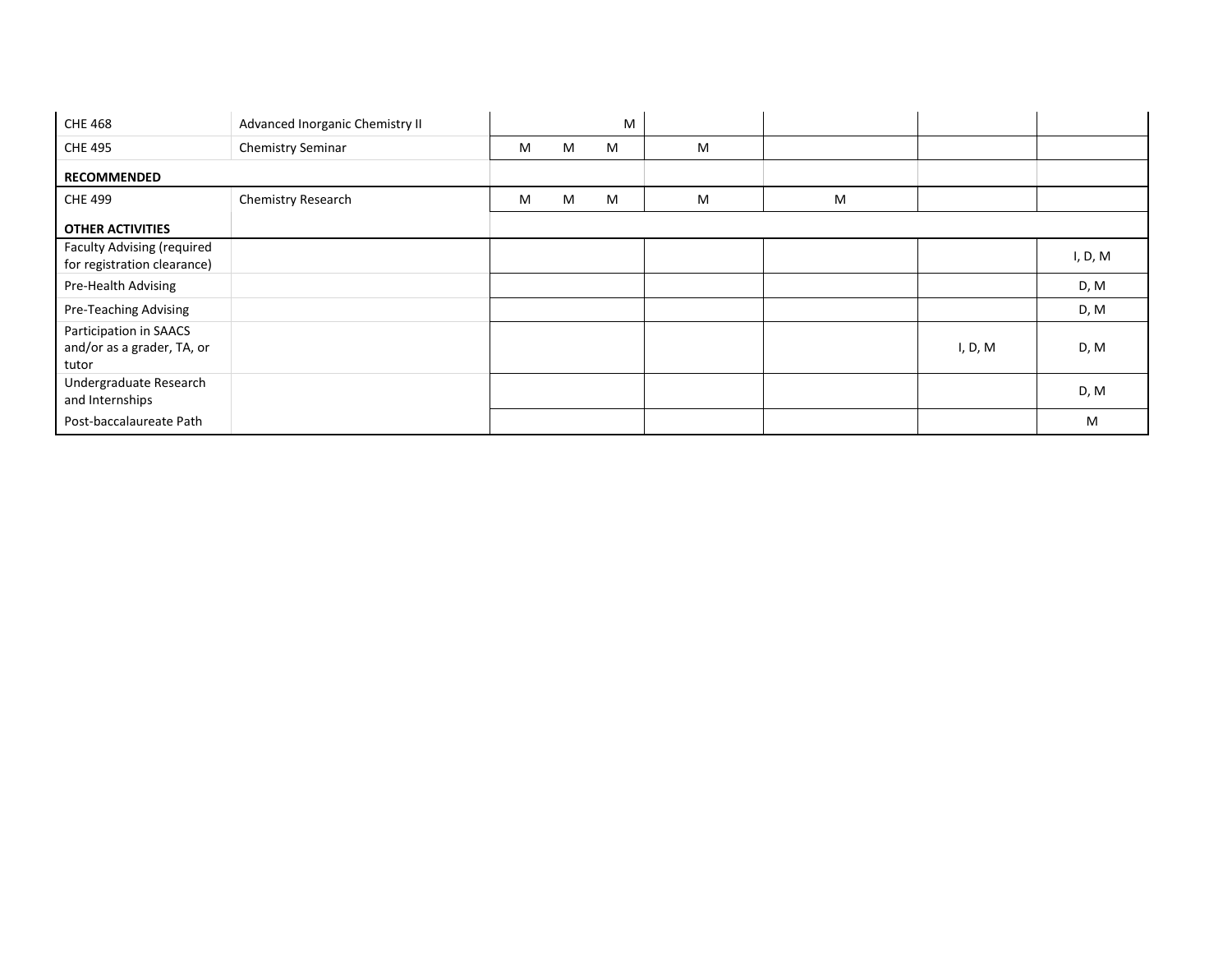| | | | | | | | | |
|---|---|---|---|---|---|---|---|---|
| CHE 468 | Advanced Inorganic Chemistry II | | | M | | | | |
| CHE 495 | Chemistry Seminar | M | M | M | M | | | |
| **RECOMMENDED** | | | | | | | | |
| CHE 499 | Chemistry Research | M | M | M | M | M | | |
| **OTHER ACTIVITIES** | | | | | | | | |
| Faculty Advising (required for registration clearance) | | | | | | | | I, D, M |
| Pre-Health Advising | | | | | | | | D, M |
| Pre-Teaching Advising | | | | | | | | D, M |
| Participation in SAACS and/or as a grader, TA, or tutor | | | | | | | I, D, M | D, M |
| Undergraduate Research and Internships | | | | | | | | D, M |
| Post-baccalaureate Path | | | | | | | | M |